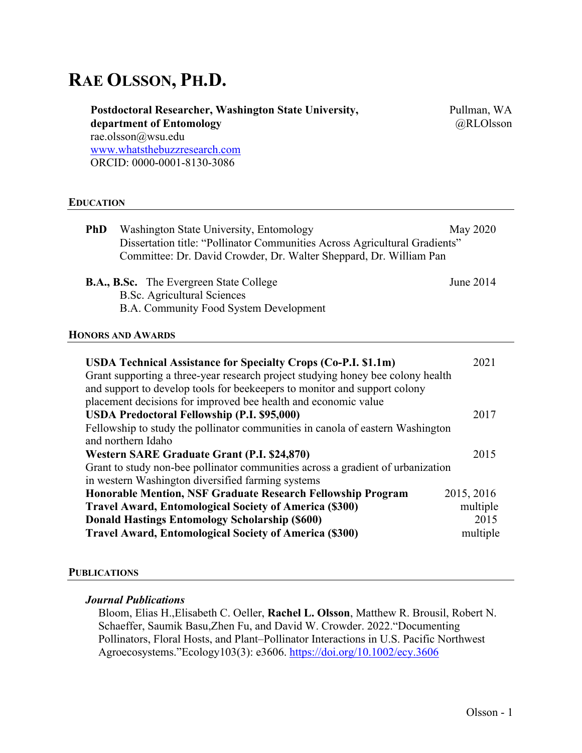# RAE OLSSON, PH.D.

**Postdoctoral Researcher, Washington State University, department of Entomology**
rae.olsson@wsu.edu
[www.whatsthebuzzresearch.com](http://www.whatsthebuzzresearch.com)
ORCID: 0000-0001-8130-3086

Pullman, WA
@RLOlsson

## EDUCATION

**PhD** Washington State University, Entomology — May 2020
Dissertation title: "Pollinator Communities Across Agricultural Gradients"
Committee: Dr. David Crowder, Dr. Walter Sheppard, Dr. William Pan

**B.A., B.Sc.** The Evergreen State College — June 2014
B.Sc. Agricultural Sciences
B.A. Community Food System Development

## HONORS AND AWARDS

**USDA Technical Assistance for Specialty Crops (Co-P.I. $1.1m)** — 2021
Grant supporting a three-year research project studying honey bee colony health and support to develop tools for beekeepers to monitor and support colony placement decisions for improved bee health and economic value

**USDA Predoctoral Fellowship (P.I. $95,000)** — 2017
Fellowship to study the pollinator communities in canola of eastern Washington and northern Idaho

**Western SARE Graduate Grant (P.I. $24,870)** — 2015
Grant to study non-bee pollinator communities across a gradient of urbanization in western Washington diversified farming systems

**Honorable Mention, NSF Graduate Research Fellowship Program** — 2015, 2016

**Travel Award, Entomological Society of America ($300)** — multiple

**Donald Hastings Entomology Scholarship ($600)** — 2015

**Travel Award, Entomological Society of America ($300)** — multiple

## PUBLICATIONS

### *Journal Publications*

Bloom, Elias H.,Elisabeth C. Oeller, **Rachel L. Olsson**, Matthew R. Brousil, Robert N. Schaeffer, Saumik Basu,Zhen Fu, and David W. Crowder. 2022."Documenting Pollinators, Floral Hosts, and Plant–Pollinator Interactions in U.S. Pacific Northwest Agroecosystems."Ecology103(3): e3606. [https://doi.org/10.1002/ecy.3606](https://doi.org/10.1002/ecy.3606)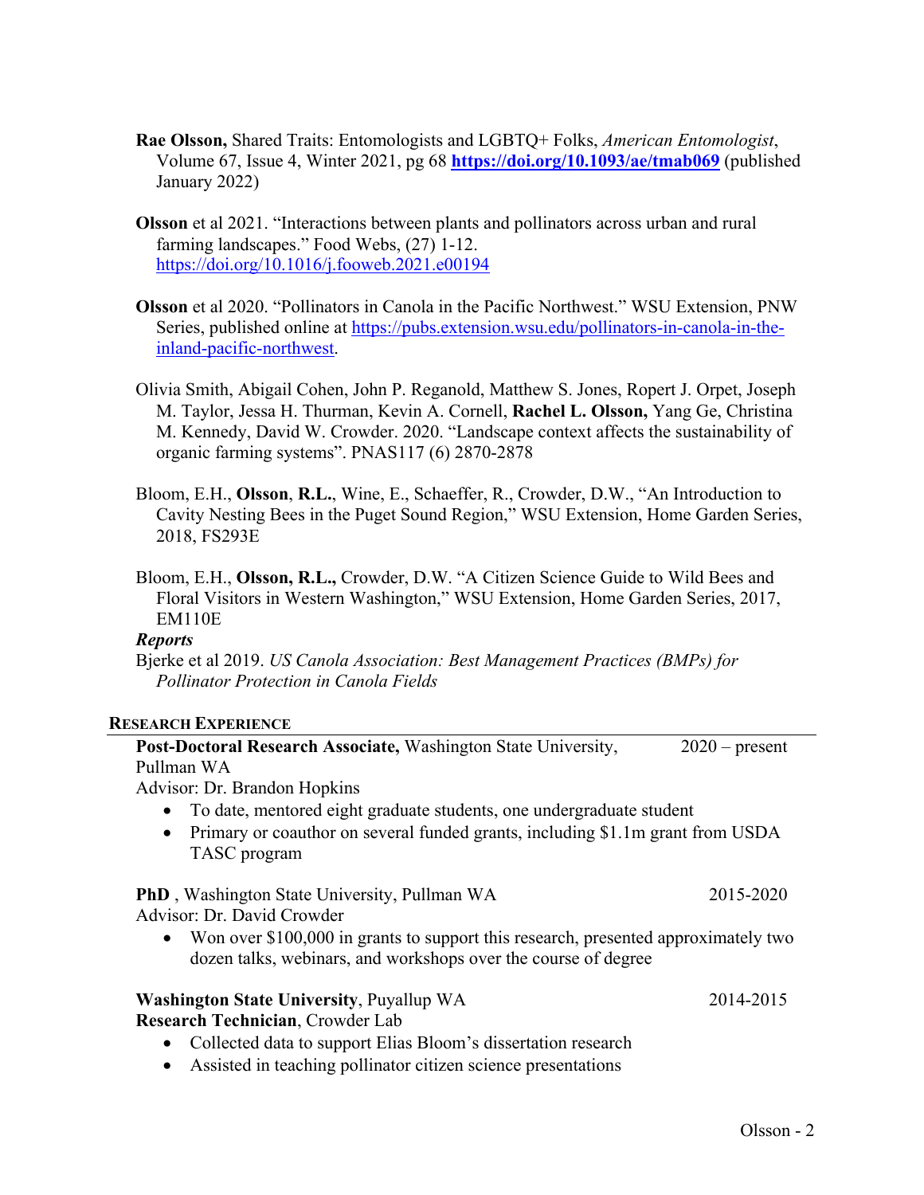**Rae Olsson,** Shared Traits: Entomologists and LGBTQ+ Folks, *American Entomologist*, Volume 67, Issue 4, Winter 2021, pg 68 **https://doi.org/10.1093/ae/tmab069** (published January 2022)

**Olsson** et al 2021. "Interactions between plants and pollinators across urban and rural farming landscapes." Food Webs, (27) 1-12. https://doi.org/10.1016/j.fooweb.2021.e00194

**Olsson** et al 2020. "Pollinators in Canola in the Pacific Northwest." WSU Extension, PNW Series, published online at https://pubs.extension.wsu.edu/pollinators-in-canola-in-the-inland-pacific-northwest.

Olivia Smith, Abigail Cohen, John P. Reganold, Matthew S. Jones, Ropert J. Orpet, Joseph M. Taylor, Jessa H. Thurman, Kevin A. Cornell, **Rachel L. Olsson,** Yang Ge, Christina M. Kennedy, David W. Crowder. 2020. "Landscape context affects the sustainability of organic farming systems". PNAS117 (6) 2870-2878

Bloom, E.H., **Olsson**, **R.L.**, Wine, E., Schaeffer, R., Crowder, D.W., "An Introduction to Cavity Nesting Bees in the Puget Sound Region," WSU Extension, Home Garden Series, 2018, FS293E

Bloom, E.H., **Olsson, R.L.,** Crowder, D.W. "A Citizen Science Guide to Wild Bees and Floral Visitors in Western Washington," WSU Extension, Home Garden Series, 2017, EM110E

***Reports***

Bjerke et al 2019. *US Canola Association: Best Management Practices (BMPs) for Pollinator Protection in Canola Fields*

## Research Experience

**Post-Doctoral Research Associate,** Washington State University, Pullman WA — 2020 – present
Advisor: Dr. Brandon Hopkins

- To date, mentored eight graduate students, one undergraduate student
- Primary or coauthor on several funded grants, including $1.1m grant from USDA TASC program

**PhD** , Washington State University, Pullman WA — 2015-2020
Advisor: Dr. David Crowder

- Won over $100,000 in grants to support this research, presented approximately two dozen talks, webinars, and workshops over the course of degree

**Washington State University**, Puyallup WA — 2014-2015
**Research Technician**, Crowder Lab

- Collected data to support Elias Bloom's dissertation research
- Assisted in teaching pollinator citizen science presentations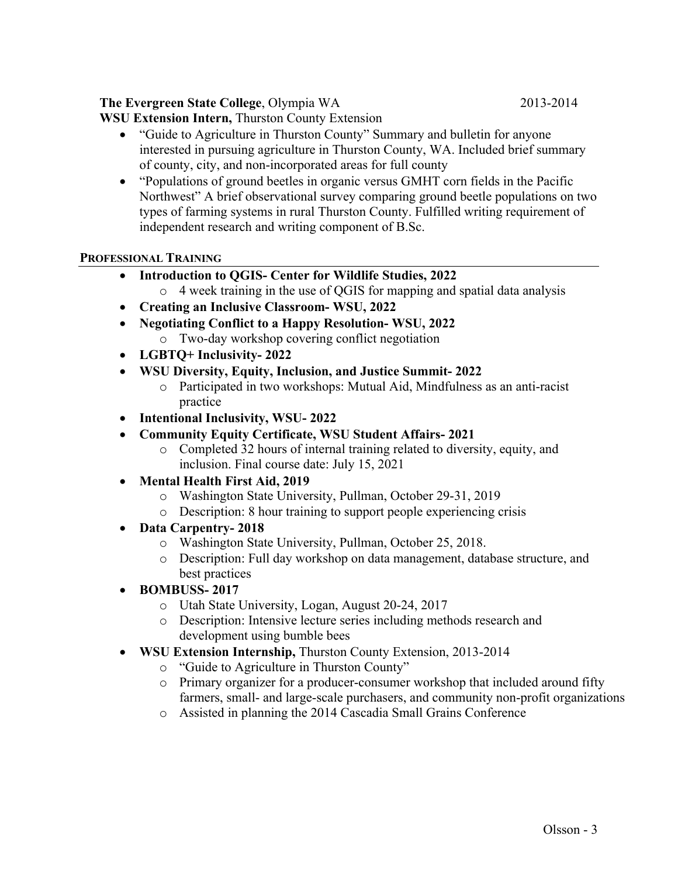**The Evergreen State College**, Olympia WA 2013-2014

**WSU Extension Intern,** Thurston County Extension

- "Guide to Agriculture in Thurston County" Summary and bulletin for anyone interested in pursuing agriculture in Thurston County, WA. Included brief summary of county, city, and non-incorporated areas for full county
- "Populations of ground beetles in organic versus GMHT corn fields in the Pacific Northwest" A brief observational survey comparing ground beetle populations on two types of farming systems in rural Thurston County. Fulfilled writing requirement of independent research and writing component of B.Sc.

## PROFESSIONAL TRAINING

- **Introduction to QGIS- Center for Wildlife Studies, 2022**
  - 4 week training in the use of QGIS for mapping and spatial data analysis
- **Creating an Inclusive Classroom- WSU, 2022**
- **Negotiating Conflict to a Happy Resolution- WSU, 2022**
  - Two-day workshop covering conflict negotiation
- **LGBTQ+ Inclusivity- 2022**
- **WSU Diversity, Equity, Inclusion, and Justice Summit- 2022**
  - Participated in two workshops: Mutual Aid, Mindfulness as an anti-racist practice
- **Intentional Inclusivity, WSU- 2022**
- **Community Equity Certificate, WSU Student Affairs- 2021**
  - Completed 32 hours of internal training related to diversity, equity, and inclusion. Final course date: July 15, 2021
- **Mental Health First Aid, 2019**
  - Washington State University, Pullman, October 29-31, 2019
  - Description: 8 hour training to support people experiencing crisis
- **Data Carpentry- 2018**
  - Washington State University, Pullman, October 25, 2018.
  - Description: Full day workshop on data management, database structure, and best practices
- **BOMBUSS- 2017**
  - Utah State University, Logan, August 20-24, 2017
  - Description: Intensive lecture series including methods research and development using bumble bees
- **WSU Extension Internship,** Thurston County Extension, 2013-2014
  - "Guide to Agriculture in Thurston County"
  - Primary organizer for a producer-consumer workshop that included around fifty farmers, small- and large-scale purchasers, and community non-profit organizations
  - Assisted in planning the 2014 Cascadia Small Grains Conference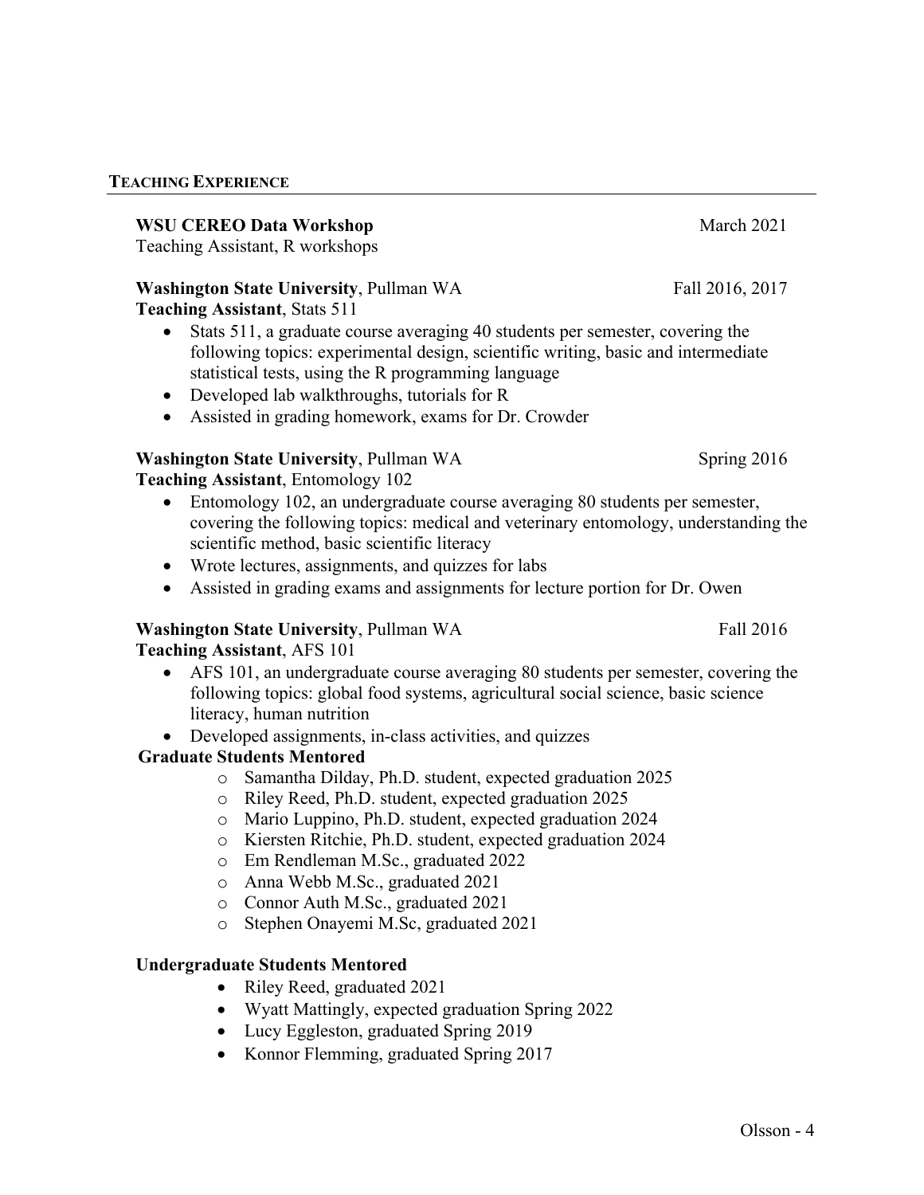## TEACHING EXPERIENCE

**WSU CEREO Data Workshop** March 2021
Teaching Assistant, R workshops

**Washington State University**, Pullman WA Fall 2016, 2017
**Teaching Assistant**, Stats 511

- Stats 511, a graduate course averaging 40 students per semester, covering the following topics: experimental design, scientific writing, basic and intermediate statistical tests, using the R programming language
- Developed lab walkthroughs, tutorials for R
- Assisted in grading homework, exams for Dr. Crowder

**Washington State University**, Pullman WA Spring 2016
**Teaching Assistant**, Entomology 102

- Entomology 102, an undergraduate course averaging 80 students per semester, covering the following topics: medical and veterinary entomology, understanding the scientific method, basic scientific literacy
- Wrote lectures, assignments, and quizzes for labs
- Assisted in grading exams and assignments for lecture portion for Dr. Owen

**Washington State University**, Pullman WA Fall 2016
**Teaching Assistant**, AFS 101

- AFS 101, an undergraduate course averaging 80 students per semester, covering the following topics: global food systems, agricultural social science, basic science literacy, human nutrition
- Developed assignments, in-class activities, and quizzes

**Graduate Students Mentored**

- Samantha Dilday, Ph.D. student, expected graduation 2025
- Riley Reed, Ph.D. student, expected graduation 2025
- Mario Luppino, Ph.D. student, expected graduation 2024
- Kiersten Ritchie, Ph.D. student, expected graduation 2024
- Em Rendleman M.Sc., graduated 2022
- Anna Webb M.Sc., graduated 2021
- Connor Auth M.Sc., graduated 2021
- Stephen Onayemi M.Sc, graduated 2021

**Undergraduate Students Mentored**

- Riley Reed, graduated 2021
- Wyatt Mattingly, expected graduation Spring 2022
- Lucy Eggleston, graduated Spring 2019
- Konnor Flemming, graduated Spring 2017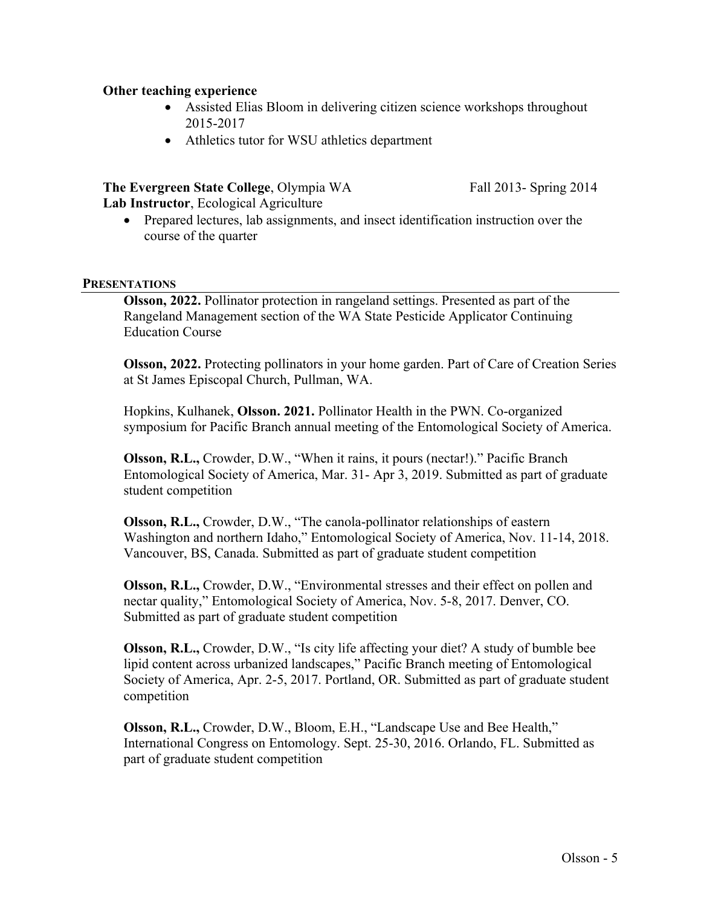**Other teaching experience**

- Assisted Elias Bloom in delivering citizen science workshops throughout 2015-2017
- Athletics tutor for WSU athletics department

**The Evergreen State College**, Olympia WA Fall 2013- Spring 2014
**Lab Instructor**, Ecological Agriculture

- Prepared lectures, lab assignments, and insect identification instruction over the course of the quarter

## PRESENTATIONS

**Olsson, 2022.** Pollinator protection in rangeland settings. Presented as part of the Rangeland Management section of the WA State Pesticide Applicator Continuing Education Course

**Olsson, 2022.** Protecting pollinators in your home garden. Part of Care of Creation Series at St James Episcopal Church, Pullman, WA.

Hopkins, Kulhanek, **Olsson. 2021.** Pollinator Health in the PWN. Co-organized symposium for Pacific Branch annual meeting of the Entomological Society of America.

**Olsson, R.L.,** Crowder, D.W., "When it rains, it pours (nectar!)." Pacific Branch Entomological Society of America, Mar. 31- Apr 3, 2019. Submitted as part of graduate student competition

**Olsson, R.L.,** Crowder, D.W., "The canola-pollinator relationships of eastern Washington and northern Idaho," Entomological Society of America, Nov. 11-14, 2018. Vancouver, BS, Canada. Submitted as part of graduate student competition

**Olsson, R.L.,** Crowder, D.W., "Environmental stresses and their effect on pollen and nectar quality," Entomological Society of America, Nov. 5-8, 2017. Denver, CO. Submitted as part of graduate student competition

**Olsson, R.L.,** Crowder, D.W., "Is city life affecting your diet? A study of bumble bee lipid content across urbanized landscapes," Pacific Branch meeting of Entomological Society of America, Apr. 2-5, 2017. Portland, OR. Submitted as part of graduate student competition

**Olsson, R.L.,** Crowder, D.W., Bloom, E.H., "Landscape Use and Bee Health," International Congress on Entomology. Sept. 25-30, 2016. Orlando, FL. Submitted as part of graduate student competition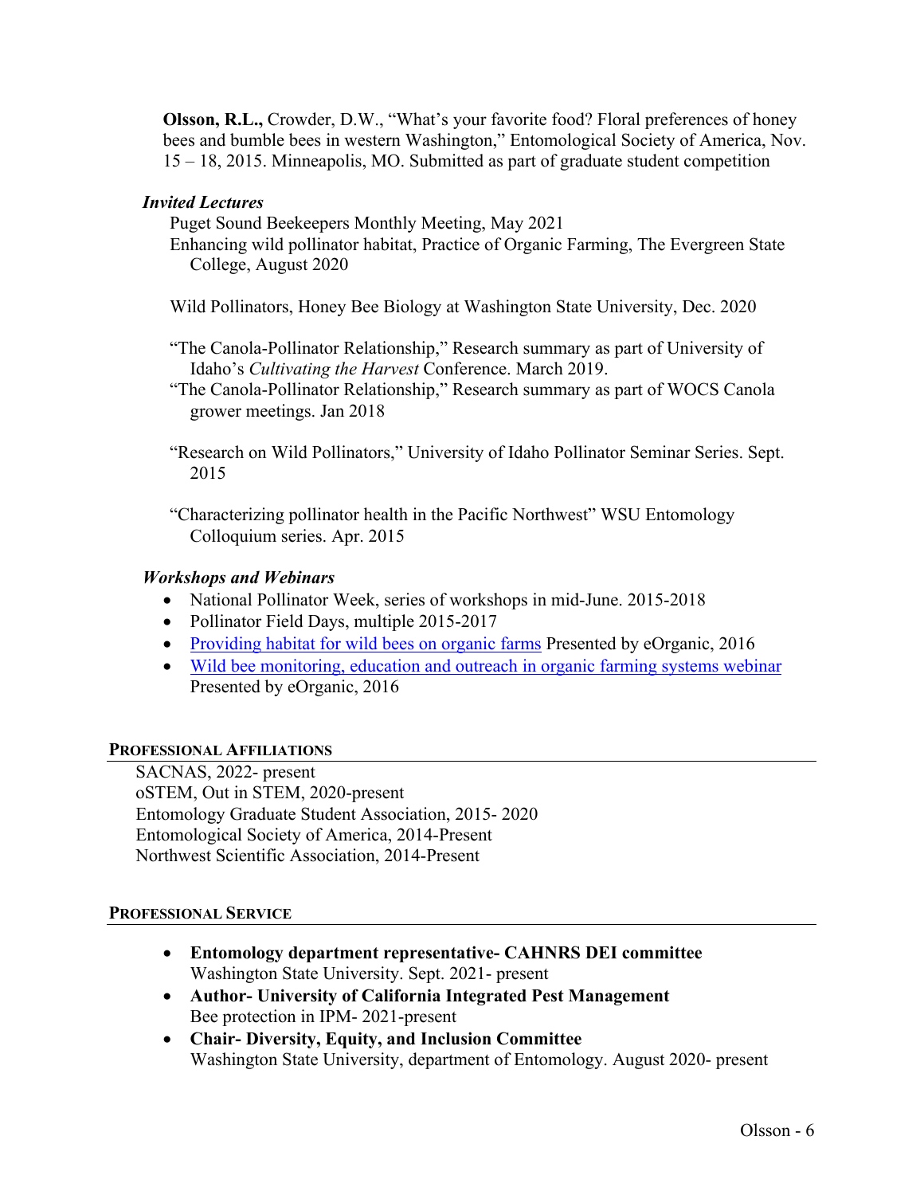**Olsson, R.L.,** Crowder, D.W., "What's your favorite food? Floral preferences of honey bees and bumble bees in western Washington," Entomological Society of America, Nov. 15 – 18, 2015. Minneapolis, MO. Submitted as part of graduate student competition

### *Invited Lectures*

Puget Sound Beekeepers Monthly Meeting, May 2021

Enhancing wild pollinator habitat, Practice of Organic Farming, The Evergreen State College, August 2020

Wild Pollinators, Honey Bee Biology at Washington State University, Dec. 2020

"The Canola-Pollinator Relationship," Research summary as part of University of Idaho's *Cultivating the Harvest* Conference. March 2019.

"The Canola-Pollinator Relationship," Research summary as part of WOCS Canola grower meetings. Jan 2018

"Research on Wild Pollinators," University of Idaho Pollinator Seminar Series. Sept. 2015

"Characterizing pollinator health in the Pacific Northwest" WSU Entomology Colloquium series. Apr. 2015

### *Workshops and Webinars*

- National Pollinator Week, series of workshops in mid-June. 2015-2018
- Pollinator Field Days, multiple 2015-2017
- Providing habitat for wild bees on organic farms Presented by eOrganic, 2016
- Wild bee monitoring, education and outreach in organic farming systems webinar Presented by eOrganic, 2016

## Professional Affiliations

SACNAS, 2022- present
oSTEM, Out in STEM, 2020-present
Entomology Graduate Student Association, 2015- 2020
Entomological Society of America, 2014-Present
Northwest Scientific Association, 2014-Present

## Professional Service

- **Entomology department representative- CAHNRS DEI committee**
  Washington State University. Sept. 2021- present
- **Author- University of California Integrated Pest Management**
  Bee protection in IPM- 2021-present
- **Chair- Diversity, Equity, and Inclusion Committee**
  Washington State University, department of Entomology. August 2020- present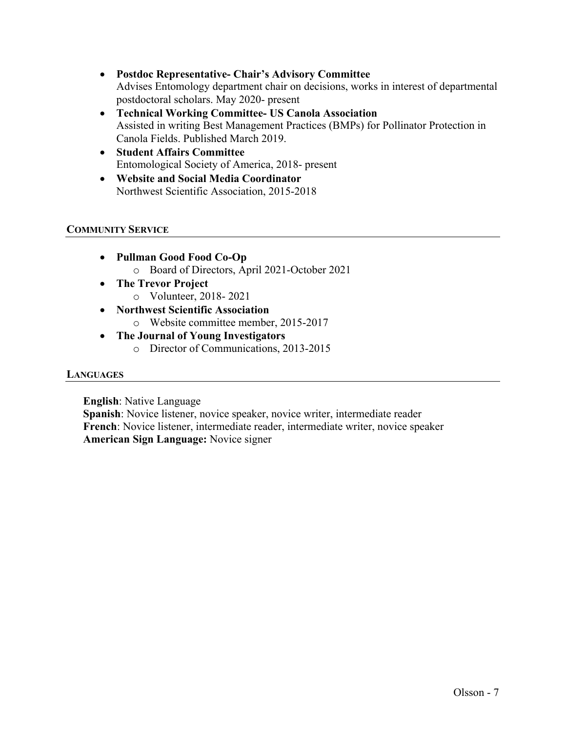- **Postdoc Representative- Chair's Advisory Committee**
  Advises Entomology department chair on decisions, works in interest of departmental postdoctoral scholars. May 2020- present
- **Technical Working Committee- US Canola Association**
  Assisted in writing Best Management Practices (BMPs) for Pollinator Protection in Canola Fields. Published March 2019.
- **Student Affairs Committee**
  Entomological Society of America, 2018- present
- **Website and Social Media Coordinator**
  Northwest Scientific Association, 2015-2018

## COMMUNITY SERVICE

- **Pullman Good Food Co-Op**
  - Board of Directors, April 2021-October 2021
- **The Trevor Project**
  - Volunteer, 2018- 2021
- **Northwest Scientific Association**
  - Website committee member, 2015-2017
- **The Journal of Young Investigators**
  - Director of Communications, 2013-2015

## LANGUAGES

**English**: Native Language
**Spanish**: Novice listener, novice speaker, novice writer, intermediate reader
**French**: Novice listener, intermediate reader, intermediate writer, novice speaker
**American Sign Language:** Novice signer